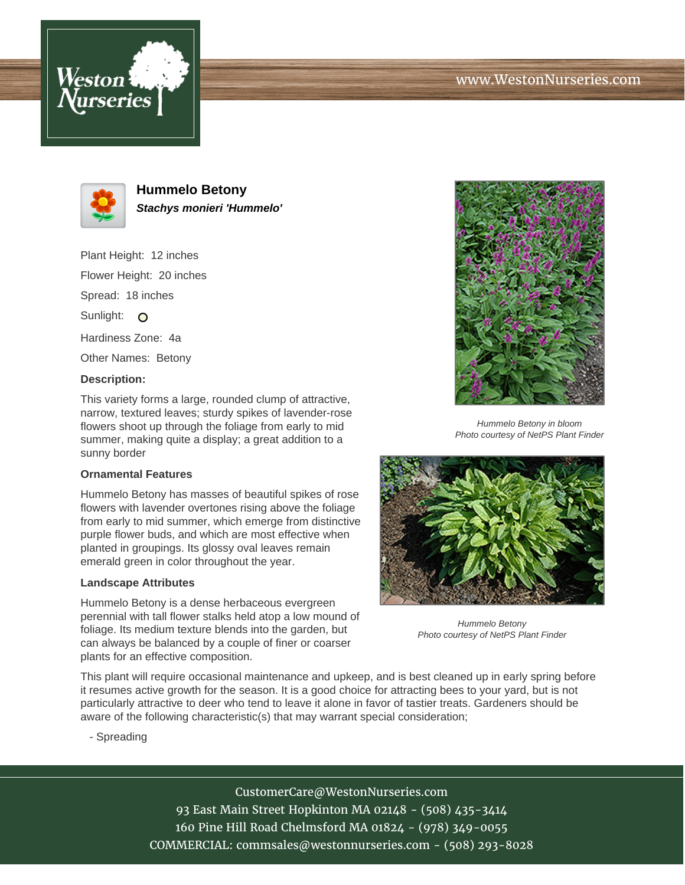# Hummelo Betony

***Stachys monieri 'Hummelo'***

Plant Height: 12 inches

Flower Height: 20 inches

Spread: 18 inches

Sunlight:

Hardiness Zone: 4a

Other Names: Betony

**Description:**

This variety forms a large, rounded clump of attractive, narrow, textured leaves; sturdy spikes of lavender-rose flowers shoot up through the foliage from early to mid summer, making quite a display; a great addition to a sunny border

*Hummelo Betony in bloom*
*Photo courtesy of NetPS Plant Finder*

**Ornamental Features**

Hummelo Betony has masses of beautiful spikes of rose flowers with lavender overtones rising above the foliage from early to mid summer, which emerge from distinctive purple flower buds, and which are most effective when planted in groupings. Its glossy oval leaves remain emerald green in color throughout the year.

**Landscape Attributes**

Hummelo Betony is a dense herbaceous evergreen perennial with tall flower stalks held atop a low mound of foliage. Its medium texture blends into the garden, but can always be balanced by a couple of finer or coarser plants for an effective composition.

*Hummelo Betony*
*Photo courtesy of NetPS Plant Finder*

This plant will require occasional maintenance and upkeep, and is best cleaned up in early spring before it resumes active growth for the season. It is a good choice for attracting bees to your yard, but is not particularly attractive to deer who tend to leave it alone in favor of tastier treats. Gardeners should be aware of the following characteristic(s) that may warrant special consideration;

- Spreading

CustomerCare@WestonNurseries.com
93 East Main Street Hopkinton MA 02148 - (508) 435-3414
160 Pine Hill Road Chelmsford MA 01824 - (978) 349-0055
COMMERCIAL: commsales@westonnurseries.com - (508) 293-8028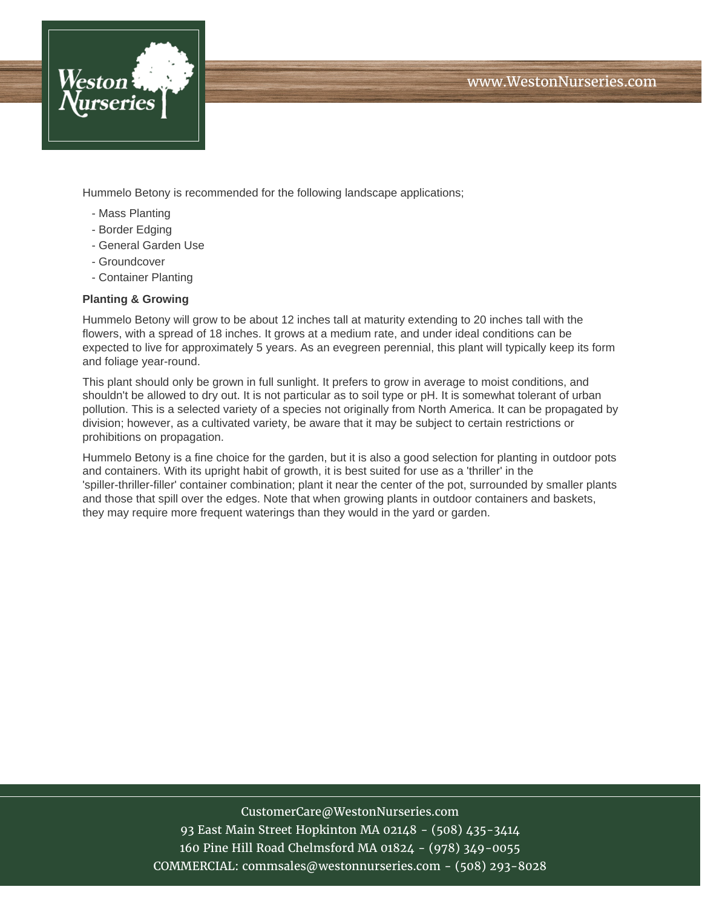Hummelo Betony is recommended for the following landscape applications;

- Mass Planting
- Border Edging
- General Garden Use
- Groundcover
- Container Planting

**Planting & Growing**

Hummelo Betony will grow to be about 12 inches tall at maturity extending to 20 inches tall with the flowers, with a spread of 18 inches. It grows at a medium rate, and under ideal conditions can be expected to live for approximately 5 years. As an evegreen perennial, this plant will typically keep its form and foliage year-round.

This plant should only be grown in full sunlight. It prefers to grow in average to moist conditions, and shouldn't be allowed to dry out. It is not particular as to soil type or pH. It is somewhat tolerant of urban pollution. This is a selected variety of a species not originally from North America. It can be propagated by division; however, as a cultivated variety, be aware that it may be subject to certain restrictions or prohibitions on propagation.

Hummelo Betony is a fine choice for the garden, but it is also a good selection for planting in outdoor pots and containers. With its upright habit of growth, it is best suited for use as a 'thriller' in the 'spiller-thriller-filler' container combination; plant it near the center of the pot, surrounded by smaller plants and those that spill over the edges. Note that when growing plants in outdoor containers and baskets, they may require more frequent waterings than they would in the yard or garden.